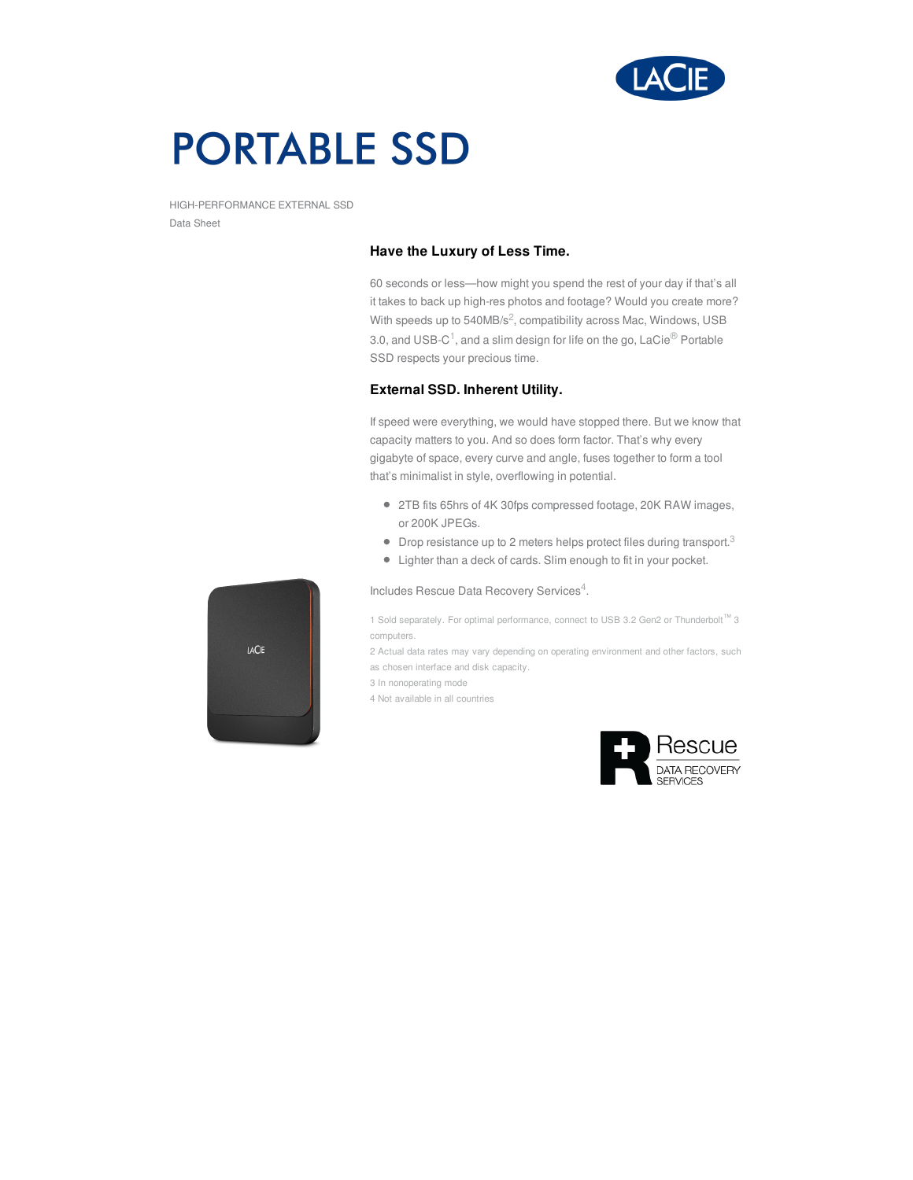// PORTABLE SSD

HIGH-PERFORMANCE EXTERNAL SSD

Data Sheet

### Have the Luxury of Less Time.

60 seconds or less—how might you spend the rest of your day if that's all it takes to back up high-res photos and footage? Would you create more? With speeds up to 540MB/s[2], compatibility across Mac, Windows, USB 3.0, and USB-C[1], and a slim design for life on the go, LaCie® Portable SSD respects your precious time.

### External SSD. Inherent Utility.

If speed were everything, we would have stopped there. But we know that capacity matters to you. And so does form factor. That's why every gigabyte of space, every curve and angle, fuses together to form a tool that's minimalist in style, overflowing in potential.

- 2TB fits 65hrs of 4K 30fps compressed footage, 20K RAW images, or 200K JPEGs.
- Drop resistance up to 2 meters helps protect files during transport.[3]
- Lighter than a deck of cards. Slim enough to fit in your pocket.

Includes Rescue Data Recovery Services[4].

1 Sold separately. For optimal performance, connect to USB 3.2 Gen2 or Thunderbolt™ 3 computers.

2 Actual data rates may vary depending on operating environment and other factors, such as chosen interface and disk capacity.

3 In nonoperating mode

4 Not available in all countries

Rescue
DATA RECOVERY SERVICES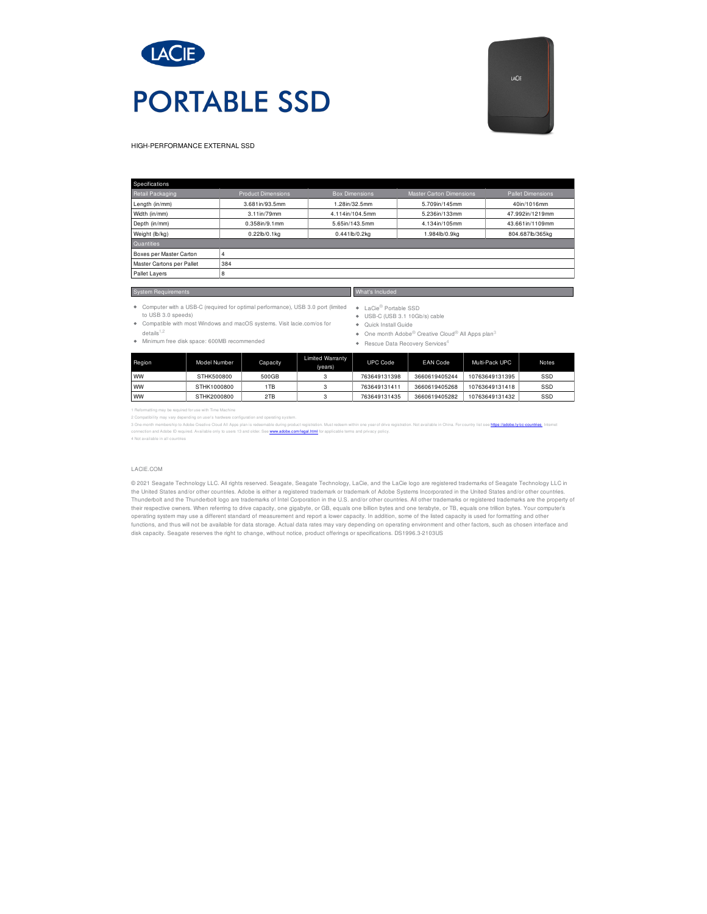# PORTABLE SSD

HIGH-PERFORMANCE EXTERNAL SSD

| Specifications | | | | |
|---|---|---|---|---|
| Retail Packaging | Product Dimensions | Box Dimensions | Master Carton Dimensions | Pallet Dimensions |
| Length (in/mm) | 3.681in/93.5mm | 1.28in/32.5mm | 5.709in/145mm | 40in/1016mm |
| Width (in/mm) | 3.11in/79mm | 4.114in/104.5mm | 5.236in/133mm | 47.992in/1219mm |
| Depth (in/mm) | 0.358in/9.1mm | 5.65in/143.5mm | 4.134in/105mm | 43.661in/1109mm |
| Weight (lb/kg) | 0.22lb/0.1kg | 0.441lb/0.2kg | 1.984lb/0.9kg | 804.687lb/365kg |
| Quantities | | | | |
| Boxes per Master Carton | 4 | | | |
| Master Cartons per Pallet | 384 | | | |
| Pallet Layers | 8 | | | |

## System Requirements

- Computer with a USB-C (required for optimal performance), USB 3.0 port (limited to USB 3.0 speeds)
- Compatible with most Windows and macOS systems. Visit lacie.com/os for details[1,2]
- Minimum free disk space: 600MB recommended

## What's Included

- LaCie® Portable SSD
- USB-C (USB 3.1 10Gb/s) cable
- Quick Install Guide
- One month Adobe® Creative Cloud® All Apps plan[3]
- Rescue Data Recovery Services[4]

| Region | Model Number | Capacity | Limited Warranty (years) | UPC Code | EAN Code | Multi-Pack UPC | Notes |
|---|---|---|---|---|---|---|---|
| WW | STHK500800 | 500GB | 3 | 763649131398 | 3660619405244 | 10763649131395 | SSD |
| WW | STHK1000800 | 1TB | 3 | 763649131411 | 3660619405268 | 10763649131418 | SSD |
| WW | STHK2000800 | 2TB | 3 | 763649131435 | 3660619405282 | 10763649131432 | SSD |

1 Reformatting may be required for use with Time Machine

2 Compatibility may vary depending on user's hardware configuration and operating system.

3 One-month membership to Adobe Creative Cloud All Apps plan is redeemable during product registration. Must redeem within one year of drive registration. Not available in China. For country list see https://adobe.ly/cc-countries. Internet connection and Adobe ID required. Available only to users 13 and older. See www.adobe.com/legal.html for applicable terms and privacy policy.

4 Not available in all countries

LACIE.COM

© 2021 Seagate Technology LLC. All rights reserved. Seagate, Seagate Technology, LaCie, and the LaCie logo are registered trademarks of Seagate Technology LLC in the United States and/or other countries. Adobe is either a registered trademark or trademark of Adobe Systems Incorporated in the United States and/or other countries. Thunderbolt and the Thunderbolt logo are trademarks of Intel Corporation in the U.S. and/or other countries. All other trademarks or registered trademarks are the property of their respective owners. When referring to drive capacity, one gigabyte, or GB, equals one billion bytes and one terabyte, or TB, equals one trillion bytes. Your computer's operating system may use a different standard of measurement and report a lower capacity. In addition, some of the listed capacity is used for formatting and other functions, and thus will not be available for data storage. Actual data rates may vary depending on operating environment and other factors, such as chosen interface and disk capacity. Seagate reserves the right to change, without notice, product offerings or specifications. DS1996.3-2103US